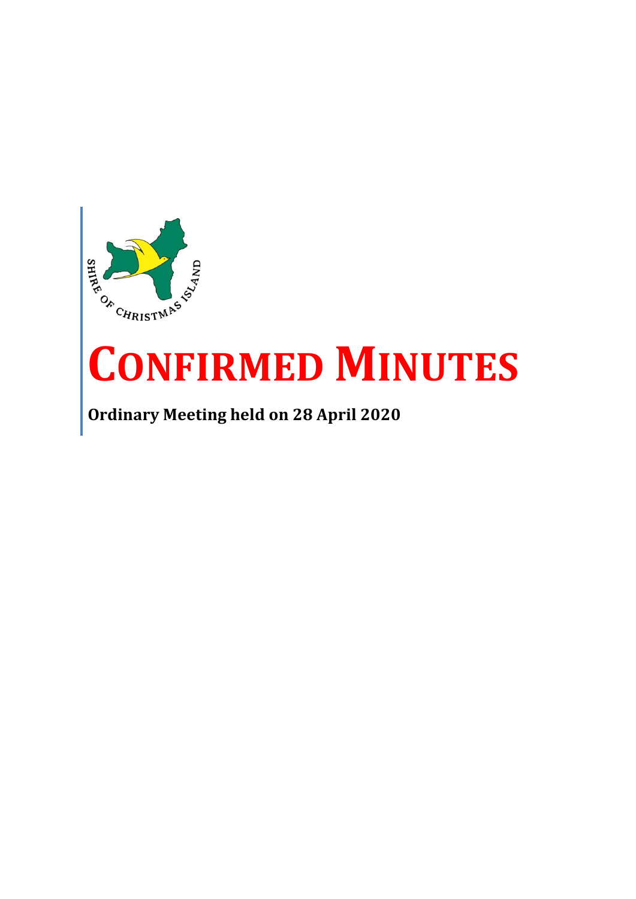SHIRE OF CHRISTMAS ISLAND

# CONFIRMED MINUTES

**Ordinary Meeting held on 28 April 2020**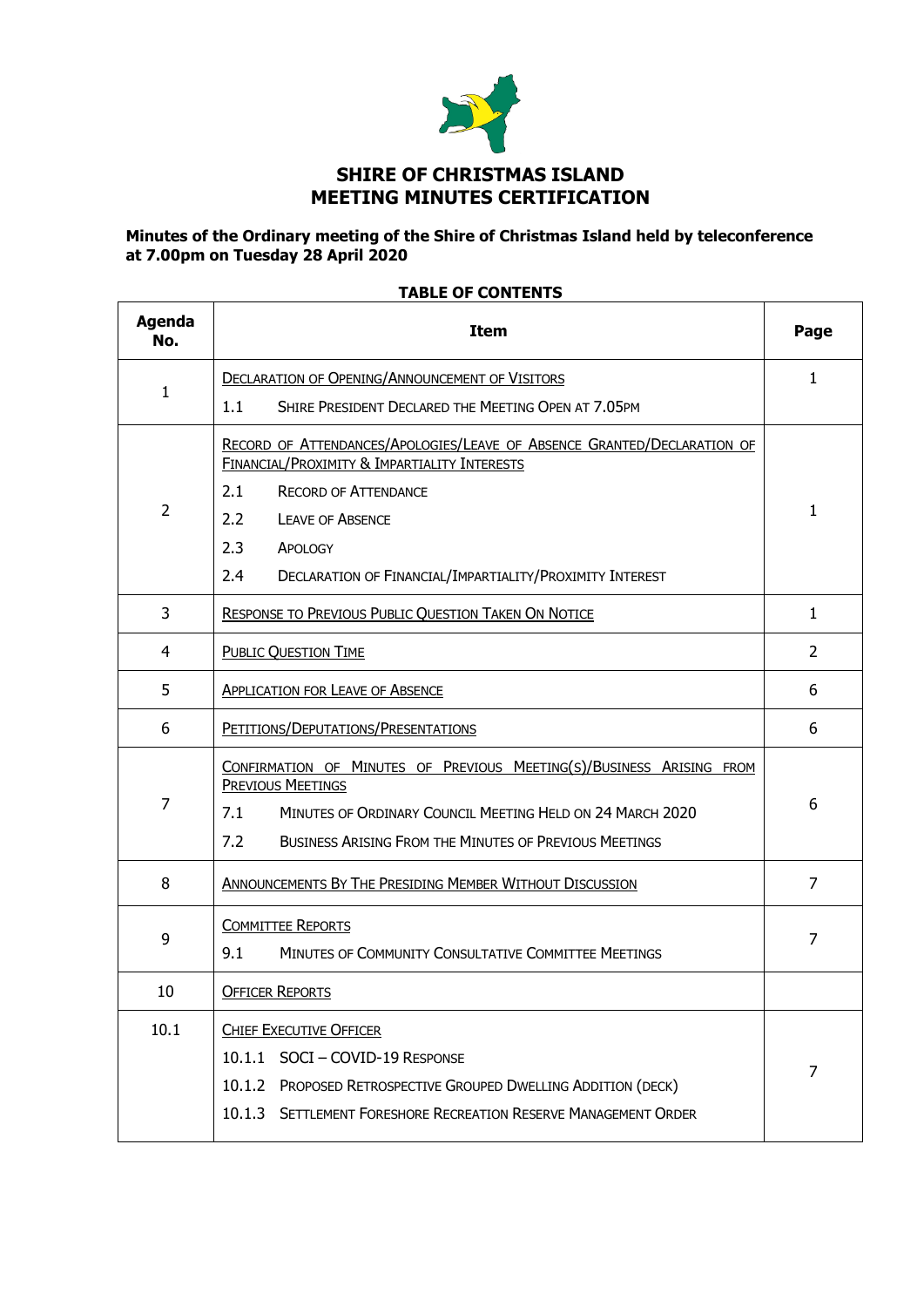# SHIRE OF CHRISTMAS ISLAND
# MEETING MINUTES CERTIFICATION

**Minutes of the Ordinary meeting of the Shire of Christmas Island held by teleconference at 7.00pm on Tuesday 28 April 2020**

**TABLE OF CONTENTS**

| Agenda No. | Item | Page |
|---|---|---|
| 1 | DECLARATION OF OPENING/ANNOUNCEMENT OF VISITORS<br>1.1 SHIRE PRESIDENT DECLARED THE MEETING OPEN AT 7.05PM | 1 |
| 2 | RECORD OF ATTENDANCES/APOLOGIES/LEAVE OF ABSENCE GRANTED/DECLARATION OF FINANCIAL/PROXIMITY & IMPARTIALITY INTERESTS<br>2.1 RECORD OF ATTENDANCE<br>2.2 LEAVE OF ABSENCE<br>2.3 APOLOGY<br>2.4 DECLARATION OF FINANCIAL/IMPARTIALITY/PROXIMITY INTEREST | 1 |
| 3 | RESPONSE TO PREVIOUS PUBLIC QUESTION TAKEN ON NOTICE | 1 |
| 4 | PUBLIC QUESTION TIME | 2 |
| 5 | APPLICATION FOR LEAVE OF ABSENCE | 6 |
| 6 | PETITIONS/DEPUTATIONS/PRESENTATIONS | 6 |
| 7 | CONFIRMATION OF MINUTES OF PREVIOUS MEETING(S)/BUSINESS ARISING FROM PREVIOUS MEETINGS<br>7.1 MINUTES OF ORDINARY COUNCIL MEETING HELD ON 24 MARCH 2020<br>7.2 BUSINESS ARISING FROM THE MINUTES OF PREVIOUS MEETINGS | 6 |
| 8 | ANNOUNCEMENTS BY THE PRESIDING MEMBER WITHOUT DISCUSSION | 7 |
| 9 | COMMITTEE REPORTS<br>9.1 MINUTES OF COMMUNITY CONSULTATIVE COMMITTEE MEETINGS | 7 |
| 10 | OFFICER REPORTS | |
| 10.1 | CHIEF EXECUTIVE OFFICER<br>10.1.1 SOCI – COVID-19 RESPONSE<br>10.1.2 PROPOSED RETROSPECTIVE GROUPED DWELLING ADDITION (DECK)<br>10.1.3 SETTLEMENT FORESHORE RECREATION RESERVE MANAGEMENT ORDER | 7 |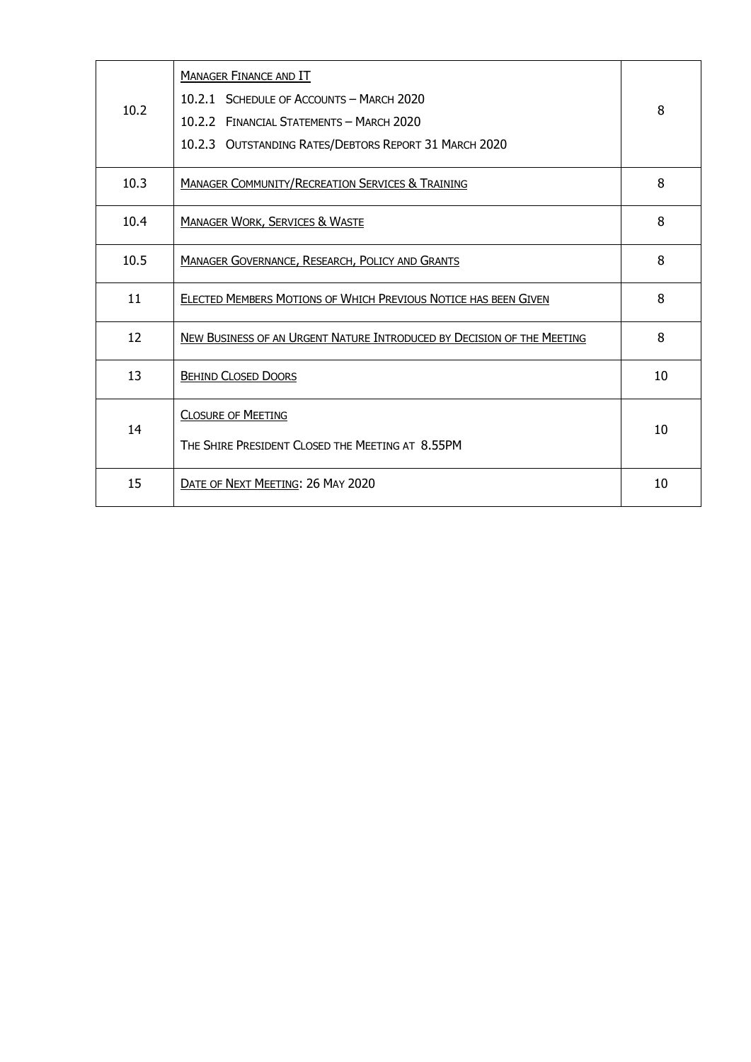| | | |
|---|---|---|
| 10.2 | MANAGER FINANCE AND IT<br>10.2.1 SCHEDULE OF ACCOUNTS – MARCH 2020<br>10.2.2 FINANCIAL STATEMENTS – MARCH 2020<br>10.2.3 OUTSTANDING RATES/DEBTORS REPORT 31 MARCH 2020 | 8 |
| 10.3 | MANAGER COMMUNITY/RECREATION SERVICES & TRAINING | 8 |
| 10.4 | MANAGER WORK, SERVICES & WASTE | 8 |
| 10.5 | MANAGER GOVERNANCE, RESEARCH, POLICY AND GRANTS | 8 |
| 11 | ELECTED MEMBERS MOTIONS OF WHICH PREVIOUS NOTICE HAS BEEN GIVEN | 8 |
| 12 | NEW BUSINESS OF AN URGENT NATURE INTRODUCED BY DECISION OF THE MEETING | 8 |
| 13 | BEHIND CLOSED DOORS | 10 |
| 14 | CLOSURE OF MEETING<br>THE SHIRE PRESIDENT CLOSED THE MEETING AT 8.55PM | 10 |
| 15 | DATE OF NEXT MEETING: 26 MAY 2020 | 10 |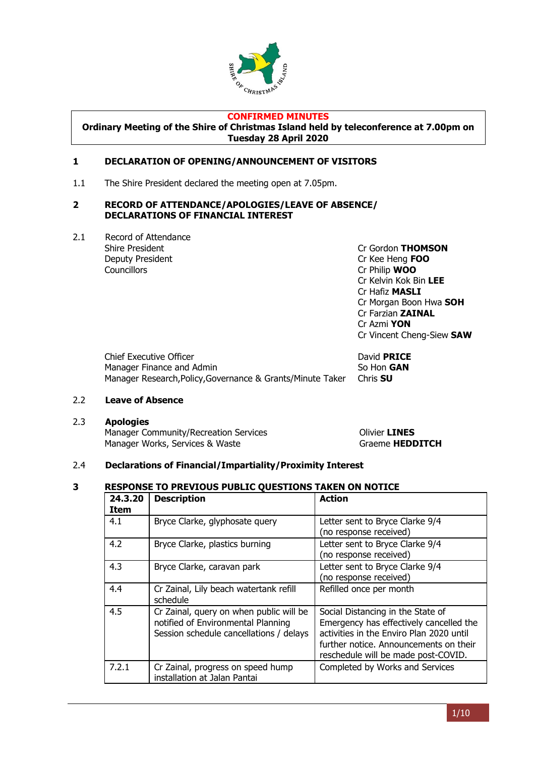**CONFIRMED MINUTES**

**Ordinary Meeting of the Shire of Christmas Island held by teleconference at 7.00pm on Tuesday 28 April 2020**

## 1 DECLARATION OF OPENING/ANNOUNCEMENT OF VISITORS

1.1 The Shire President declared the meeting open at 7.05pm.

## 2 RECORD OF ATTENDANCE/APOLOGIES/LEAVE OF ABSENCE/ DECLARATIONS OF FINANCIAL INTEREST

2.1 Record of Attendance

| | |
|---|---|
| Shire President | Cr Gordon **THOMSON** |
| Deputy President | Cr Kee Heng **FOO** |
| Councillors | Cr Philip **WOO** |
| | Cr Kelvin Kok Bin **LEE** |
| | Cr Hafiz **MASLI** |
| | Cr Morgan Boon Hwa **SOH** |
| | Cr Farzian **ZAINAL** |
| | Cr Azmi **YON** |
| | Cr Vincent Cheng-Siew **SAW** |
| Chief Executive Officer | David **PRICE** |
| Manager Finance and Admin | So Hon **GAN** |
| Manager Research,Policy,Governance & Grants/Minute Taker | Chris **SU** |

2.2 **Leave of Absence**

2.3 **Apologies**

| | |
|---|---|
| Manager Community/Recreation Services | Olivier **LINES** |
| Manager Works, Services & Waste | Graeme **HEDDITCH** |

2.4 **Declarations of Financial/Impartiality/Proximity Interest**

## 3 RESPONSE TO PREVIOUS PUBLIC QUESTIONS TAKEN ON NOTICE

| 24.3.20 Item | Description | Action |
|---|---|---|
| 4.1 | Bryce Clarke, glyphosate query | Letter sent to Bryce Clarke 9/4 (no response received) |
| 4.2 | Bryce Clarke, plastics burning | Letter sent to Bryce Clarke 9/4 (no response received) |
| 4.3 | Bryce Clarke, caravan park | Letter sent to Bryce Clarke 9/4 (no response received) |
| 4.4 | Cr Zainal, Lily beach watertank refill schedule | Refilled once per month |
| 4.5 | Cr Zainal, query on when public will be notified of Environmental Planning Session schedule cancellations / delays | Social Distancing in the State of Emergency has effectively cancelled the activities in the Enviro Plan 2020 until further notice. Announcements on their reschedule will be made post-COVID. |
| 7.2.1 | Cr Zainal, progress on speed hump installation at Jalan Pantai | Completed by Works and Services |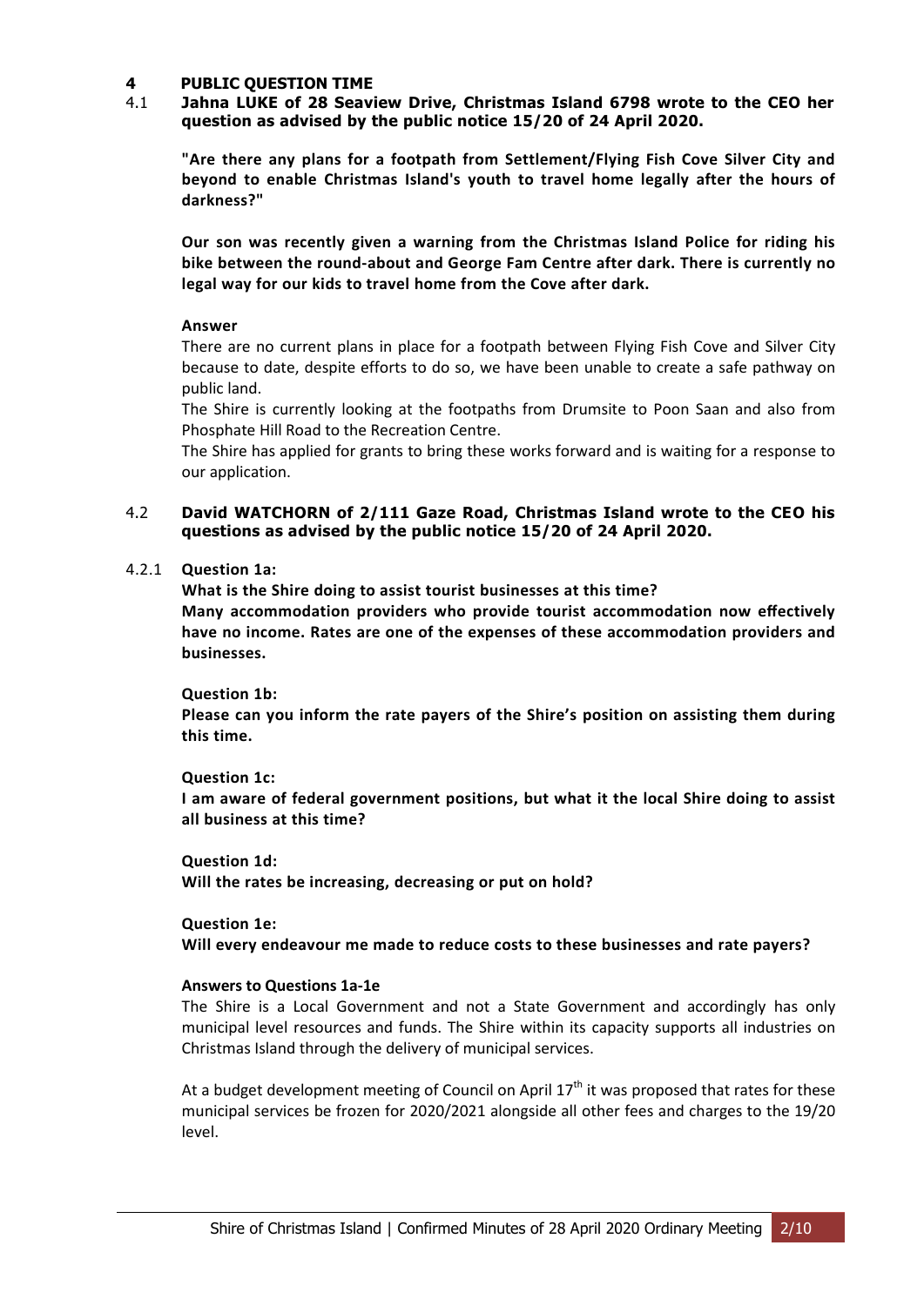# 4 PUBLIC QUESTION TIME

## 4.1 Jahna LUKE of 28 Seaview Drive, Christmas Island 6798 wrote to the CEO her question as advised by the public notice 15/20 of 24 April 2020.

**"Are there any plans for a footpath from Settlement/Flying Fish Cove Silver City and beyond to enable Christmas Island's youth to travel home legally after the hours of darkness?"**

**Our son was recently given a warning from the Christmas Island Police for riding his bike between the round-about and George Fam Centre after dark. There is currently no legal way for our kids to travel home from the Cove after dark.**

**Answer**

There are no current plans in place for a footpath between Flying Fish Cove and Silver City because to date, despite efforts to do so, we have been unable to create a safe pathway on public land.

The Shire is currently looking at the footpaths from Drumsite to Poon Saan and also from Phosphate Hill Road to the Recreation Centre.

The Shire has applied for grants to bring these works forward and is waiting for a response to our application.

## 4.2 David WATCHORN of 2/111 Gaze Road, Christmas Island wrote to the CEO his questions as advised by the public notice 15/20 of 24 April 2020.

### 4.2.1 Question 1a:

**What is the Shire doing to assist tourist businesses at this time?**

**Many accommodation providers who provide tourist accommodation now effectively have no income. Rates are one of the expenses of these accommodation providers and businesses.**

**Question 1b:**

**Please can you inform the rate payers of the Shire's position on assisting them during this time.**

**Question 1c:**

**I am aware of federal government positions, but what it the local Shire doing to assist all business at this time?**

**Question 1d:**

**Will the rates be increasing, decreasing or put on hold?**

**Question 1e:**

**Will every endeavour me made to reduce costs to these businesses and rate payers?**

**Answers to Questions 1a-1e**

The Shire is a Local Government and not a State Government and accordingly has only municipal level resources and funds. The Shire within its capacity supports all industries on Christmas Island through the delivery of municipal services.

At a budget development meeting of Council on April 17th it was proposed that rates for these municipal services be frozen for 2020/2021 alongside all other fees and charges to the 19/20 level.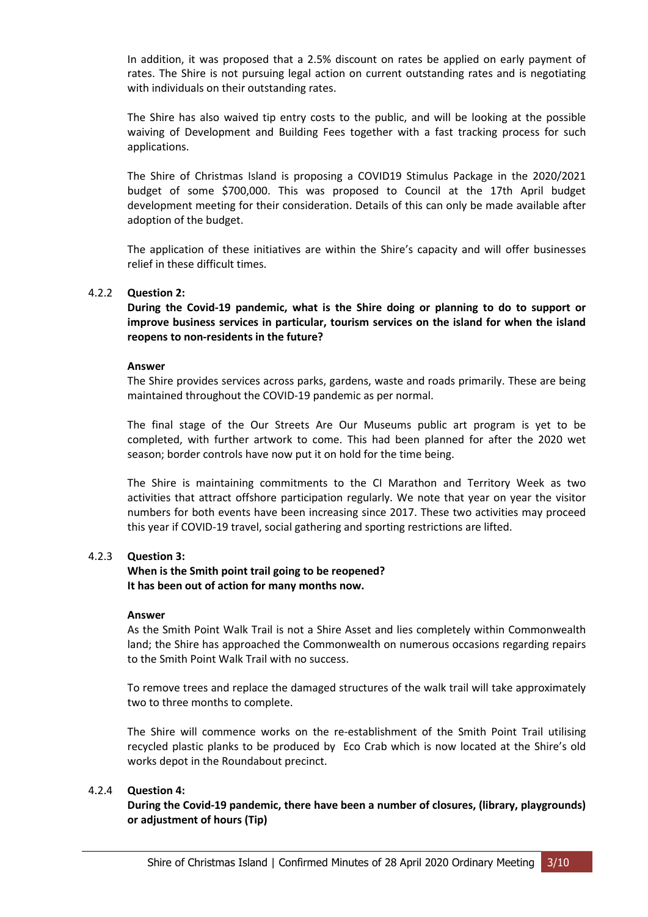In addition, it was proposed that a 2.5% discount on rates be applied on early payment of rates. The Shire is not pursuing legal action on current outstanding rates and is negotiating with individuals on their outstanding rates.

The Shire has also waived tip entry costs to the public, and will be looking at the possible waiving of Development and Building Fees together with a fast tracking process for such applications.

The Shire of Christmas Island is proposing a COVID19 Stimulus Package in the 2020/2021 budget of some $700,000. This was proposed to Council at the 17th April budget development meeting for their consideration. Details of this can only be made available after adoption of the budget.

The application of these initiatives are within the Shire's capacity and will offer businesses relief in these difficult times.

4.2.2 **Question 2:**

**During the Covid-19 pandemic, what is the Shire doing or planning to do to support or improve business services in particular, tourism services on the island for when the island reopens to non-residents in the future?**

**Answer**

The Shire provides services across parks, gardens, waste and roads primarily. These are being maintained throughout the COVID-19 pandemic as per normal.

The final stage of the Our Streets Are Our Museums public art program is yet to be completed, with further artwork to come. This had been planned for after the 2020 wet season; border controls have now put it on hold for the time being.

The Shire is maintaining commitments to the CI Marathon and Territory Week as two activities that attract offshore participation regularly. We note that year on year the visitor numbers for both events have been increasing since 2017. These two activities may proceed this year if COVID-19 travel, social gathering and sporting restrictions are lifted.

4.2.3 **Question 3:**

**When is the Smith point trail going to be reopened?**
**It has been out of action for many months now.**

**Answer**

As the Smith Point Walk Trail is not a Shire Asset and lies completely within Commonwealth land; the Shire has approached the Commonwealth on numerous occasions regarding repairs to the Smith Point Walk Trail with no success.

To remove trees and replace the damaged structures of the walk trail will take approximately two to three months to complete.

The Shire will commence works on the re-establishment of the Smith Point Trail utilising recycled plastic planks to be produced by Eco Crab which is now located at the Shire's old works depot in the Roundabout precinct.

4.2.4 **Question 4:**

**During the Covid-19 pandemic, there have been a number of closures, (library, playgrounds) or adjustment of hours (Tip)**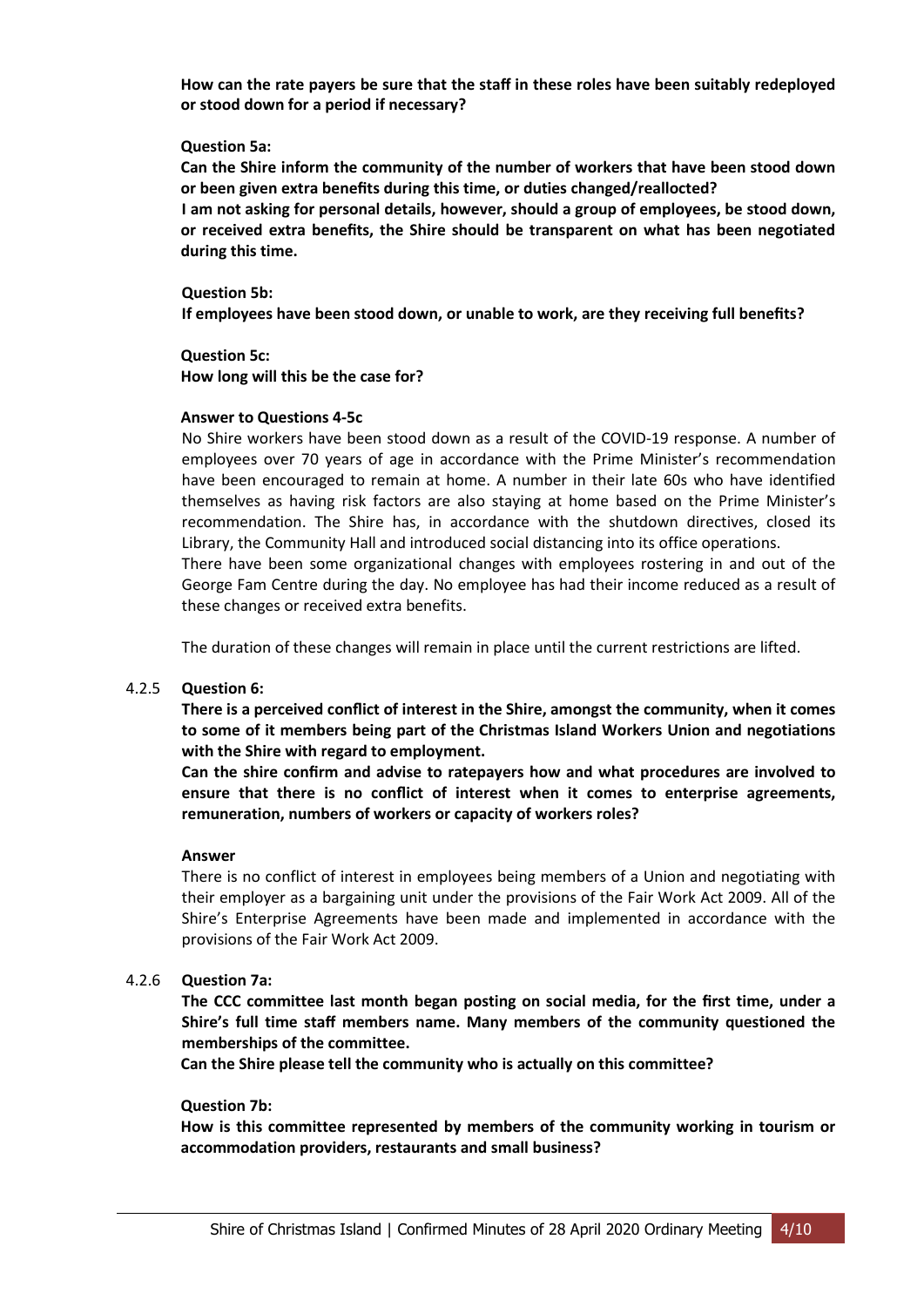**How can the rate payers be sure that the staff in these roles have been suitably redeployed or stood down for a period if necessary?**

**Question 5a:**

**Can the Shire inform the community of the number of workers that have been stood down or been given extra benefits during this time, or duties changed/reallocted?**

**I am not asking for personal details, however, should a group of employees, be stood down, or received extra benefits, the Shire should be transparent on what has been negotiated during this time.**

**Question 5b:**

**If employees have been stood down, or unable to work, are they receiving full benefits?**

**Question 5c:**

**How long will this be the case for?**

**Answer to Questions 4-5c**

No Shire workers have been stood down as a result of the COVID-19 response. A number of employees over 70 years of age in accordance with the Prime Minister's recommendation have been encouraged to remain at home. A number in their late 60s who have identified themselves as having risk factors are also staying at home based on the Prime Minister's recommendation. The Shire has, in accordance with the shutdown directives, closed its Library, the Community Hall and introduced social distancing into its office operations.

There have been some organizational changes with employees rostering in and out of the George Fam Centre during the day. No employee has had their income reduced as a result of these changes or received extra benefits.

The duration of these changes will remain in place until the current restrictions are lifted.

4.2.5 **Question 6:**

**There is a perceived conflict of interest in the Shire, amongst the community, when it comes to some of it members being part of the Christmas Island Workers Union and negotiations with the Shire with regard to employment.**

**Can the shire confirm and advise to ratepayers how and what procedures are involved to ensure that there is no conflict of interest when it comes to enterprise agreements, remuneration, numbers of workers or capacity of workers roles?**

**Answer**

There is no conflict of interest in employees being members of a Union and negotiating with their employer as a bargaining unit under the provisions of the Fair Work Act 2009. All of the Shire's Enterprise Agreements have been made and implemented in accordance with the provisions of the Fair Work Act 2009.

4.2.6 **Question 7a:**

**The CCC committee last month began posting on social media, for the first time, under a Shire's full time staff members name. Many members of the community questioned the memberships of the committee.**

**Can the Shire please tell the community who is actually on this committee?**

**Question 7b:**

**How is this committee represented by members of the community working in tourism or accommodation providers, restaurants and small business?**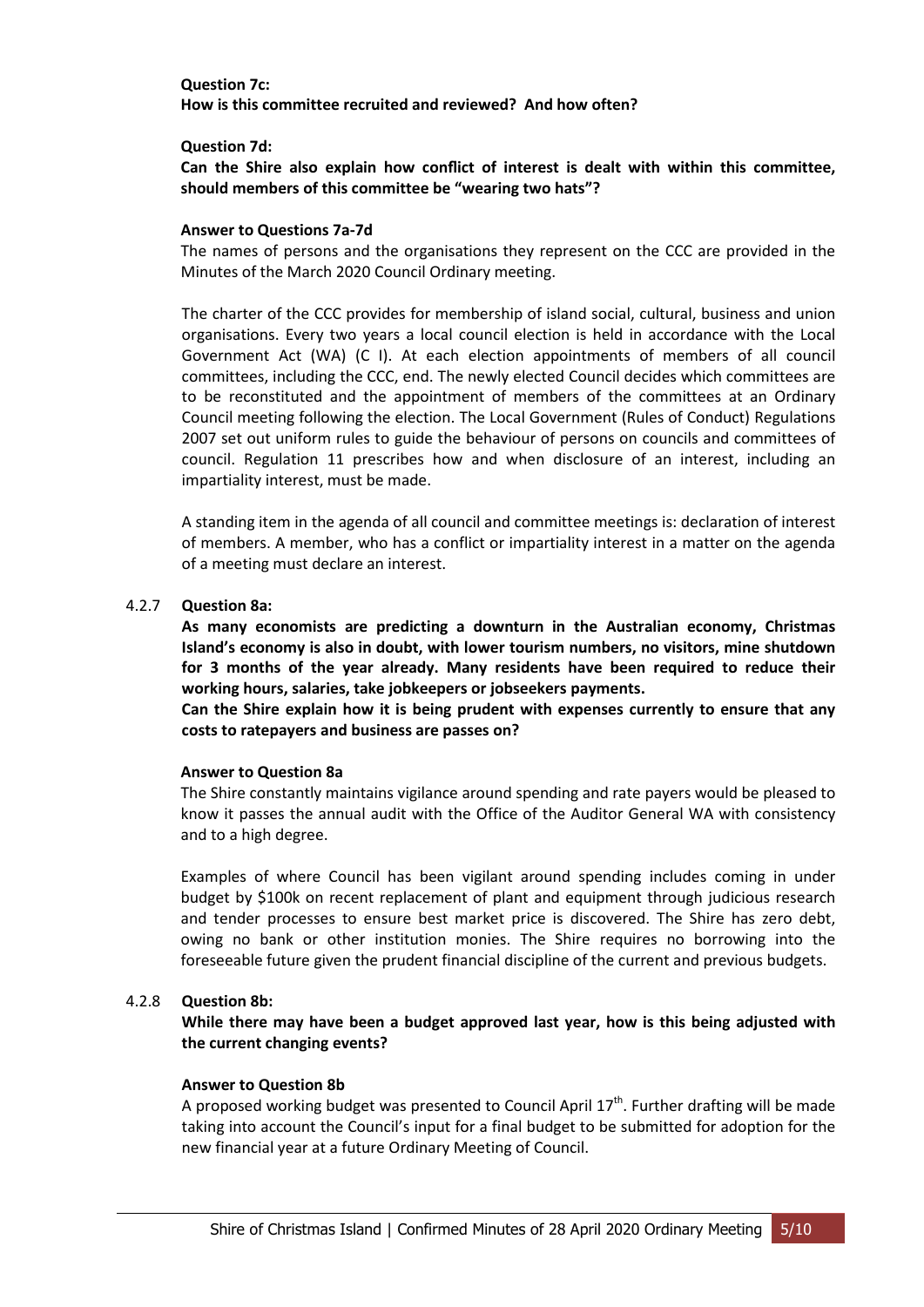**Question 7c:**
**How is this committee recruited and reviewed? And how often?**

**Question 7d:**
**Can the Shire also explain how conflict of interest is dealt with within this committee, should members of this committee be "wearing two hats"?**

**Answer to Questions 7a-7d**

The names of persons and the organisations they represent on the CCC are provided in the Minutes of the March 2020 Council Ordinary meeting.

The charter of the CCC provides for membership of island social, cultural, business and union organisations. Every two years a local council election is held in accordance with the Local Government Act (WA) (C I). At each election appointments of members of all council committees, including the CCC, end. The newly elected Council decides which committees are to be reconstituted and the appointment of members of the committees at an Ordinary Council meeting following the election. The Local Government (Rules of Conduct) Regulations 2007 set out uniform rules to guide the behaviour of persons on councils and committees of council. Regulation 11 prescribes how and when disclosure of an interest, including an impartiality interest, must be made.

A standing item in the agenda of all council and committee meetings is: declaration of interest of members. A member, who has a conflict or impartiality interest in a matter on the agenda of a meeting must declare an interest.

4.2.7 **Question 8a:**

**As many economists are predicting a downturn in the Australian economy, Christmas Island's economy is also in doubt, with lower tourism numbers, no visitors, mine shutdown for 3 months of the year already. Many residents have been required to reduce their working hours, salaries, take jobkeepers or jobseekers payments.**
**Can the Shire explain how it is being prudent with expenses currently to ensure that any costs to ratepayers and business are passes on?**

**Answer to Question 8a**

The Shire constantly maintains vigilance around spending and rate payers would be pleased to know it passes the annual audit with the Office of the Auditor General WA with consistency and to a high degree.

Examples of where Council has been vigilant around spending includes coming in under budget by $100k on recent replacement of plant and equipment through judicious research and tender processes to ensure best market price is discovered. The Shire has zero debt, owing no bank or other institution monies. The Shire requires no borrowing into the foreseeable future given the prudent financial discipline of the current and previous budgets.

4.2.8 **Question 8b:**

**While there may have been a budget approved last year, how is this being adjusted with the current changing events?**

**Answer to Question 8b**

A proposed working budget was presented to Council April 17th. Further drafting will be made taking into account the Council's input for a final budget to be submitted for adoption for the new financial year at a future Ordinary Meeting of Council.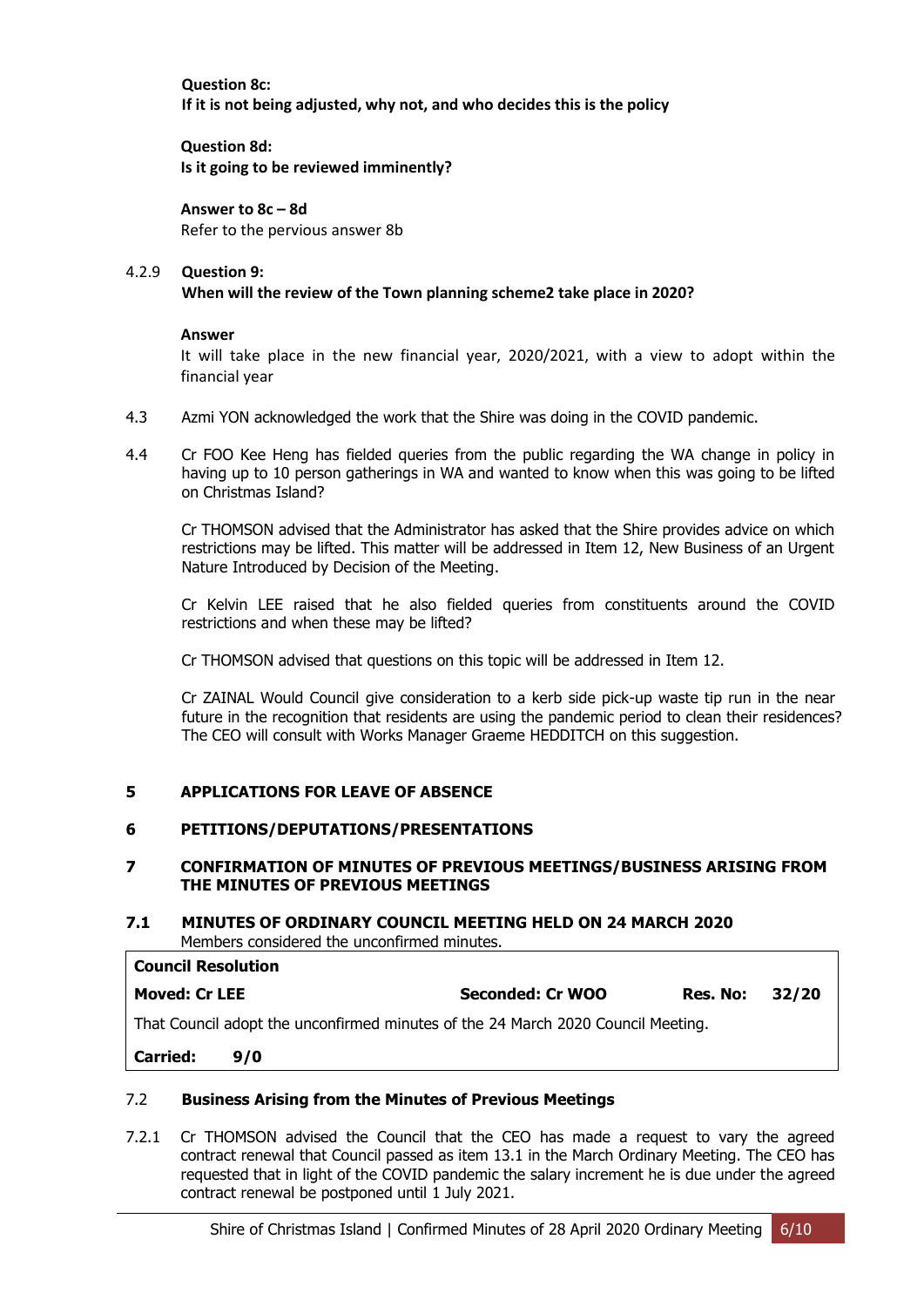**Question 8c:**
**If it is not being adjusted, why not, and who decides this is the policy**

**Question 8d:**
**Is it going to be reviewed imminently?**

**Answer to 8c – 8d**
Refer to the pervious answer 8b

4.2.9 **Question 9:**
**When will the review of the Town planning scheme2 take place in 2020?**

**Answer**
It will take place in the new financial year, 2020/2021, with a view to adopt within the financial year

4.3 Azmi YON acknowledged the work that the Shire was doing in the COVID pandemic.

4.4 Cr FOO Kee Heng has fielded queries from the public regarding the WA change in policy in having up to 10 person gatherings in WA and wanted to know when this was going to be lifted on Christmas Island?

Cr THOMSON advised that the Administrator has asked that the Shire provides advice on which restrictions may be lifted. This matter will be addressed in Item 12, New Business of an Urgent Nature Introduced by Decision of the Meeting.

Cr Kelvin LEE raised that he also fielded queries from constituents around the COVID restrictions and when these may be lifted?

Cr THOMSON advised that questions on this topic will be addressed in Item 12.

Cr ZAINAL Would Council give consideration to a kerb side pick-up waste tip run in the near future in the recognition that residents are using the pandemic period to clean their residences? The CEO will consult with Works Manager Graeme HEDDITCH on this suggestion.

## 5 APPLICATIONS FOR LEAVE OF ABSENCE

## 6 PETITIONS/DEPUTATIONS/PRESENTATIONS

## 7 CONFIRMATION OF MINUTES OF PREVIOUS MEETINGS/BUSINESS ARISING FROM THE MINUTES OF PREVIOUS MEETINGS

### 7.1 MINUTES OF ORDINARY COUNCIL MEETING HELD ON 24 MARCH 2020

Members considered the unconfirmed minutes.

| **Council Resolution** | | | |
|---|---|---|---|
| **Moved: Cr LEE** | **Seconded: Cr WOO** | **Res. No:** | **32/20** |
| That Council adopt the unconfirmed minutes of the 24 March 2020 Council Meeting. | | | |
| **Carried: 9/0** | | | |

### 7.2 Business Arising from the Minutes of Previous Meetings

7.2.1 Cr THOMSON advised the Council that the CEO has made a request to vary the agreed contract renewal that Council passed as item 13.1 in the March Ordinary Meeting. The CEO has requested that in light of the COVID pandemic the salary increment he is due under the agreed contract renewal be postponed until 1 July 2021.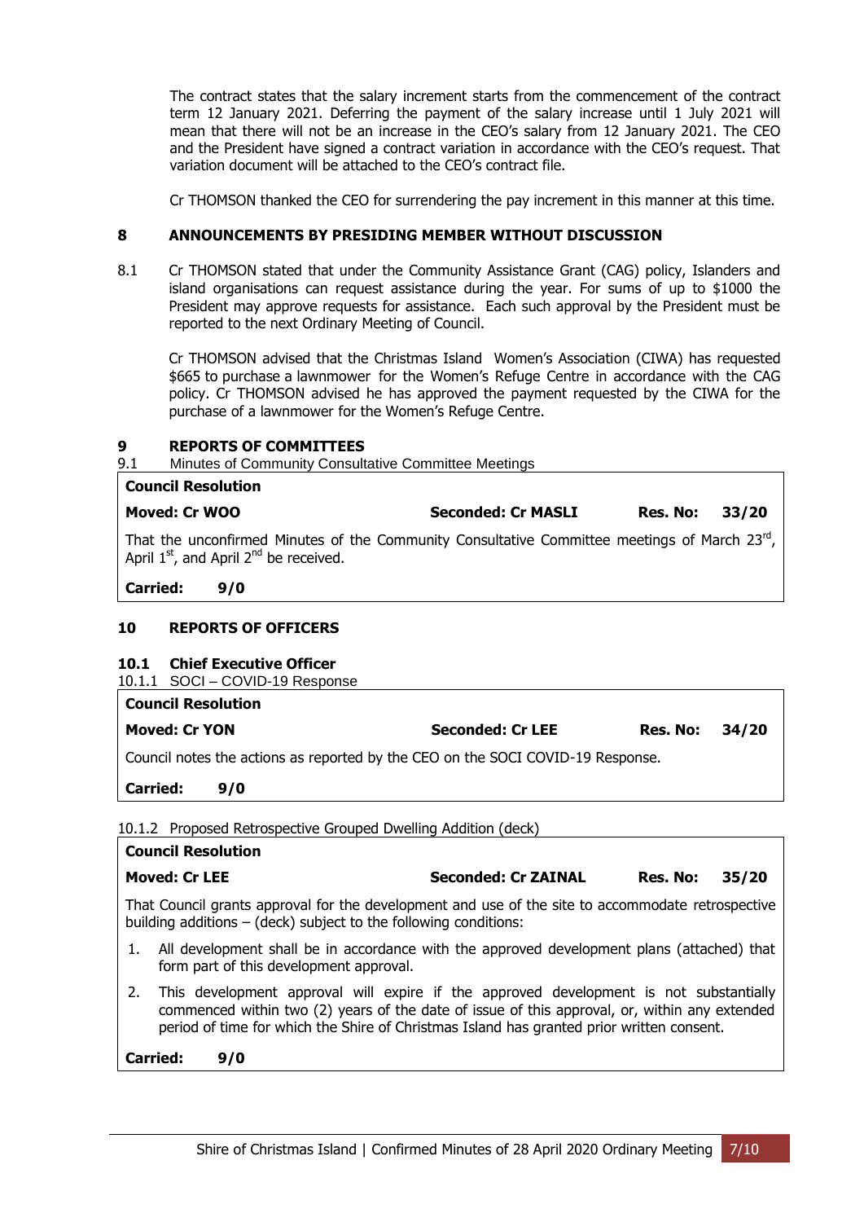The contract states that the salary increment starts from the commencement of the contract term 12 January 2021. Deferring the payment of the salary increase until 1 July 2021 will mean that there will not be an increase in the CEO's salary from 12 January 2021. The CEO and the President have signed a contract variation in accordance with the CEO's request. That variation document will be attached to the CEO's contract file.

Cr THOMSON thanked the CEO for surrendering the pay increment in this manner at this time.

## 8 ANNOUNCEMENTS BY PRESIDING MEMBER WITHOUT DISCUSSION

8.1 Cr THOMSON stated that under the Community Assistance Grant (CAG) policy, Islanders and island organisations can request assistance during the year. For sums of up to $1000 the President may approve requests for assistance. Each such approval by the President must be reported to the next Ordinary Meeting of Council.

Cr THOMSON advised that the Christmas Island Women's Association (CIWA) has requested $665 to purchase a lawnmower for the Women's Refuge Centre in accordance with the CAG policy. Cr THOMSON advised he has approved the payment requested by the CIWA for the purchase of a lawnmower for the Women's Refuge Centre.

## 9 REPORTS OF COMMITTEES

9.1 Minutes of Community Consultative Committee Meetings

**Council Resolution**

**Moved: Cr WOO** **Seconded: Cr MASLI** **Res. No: 33/20**

That the unconfirmed Minutes of the Community Consultative Committee meetings of March 23rd, April 1st, and April 2nd be received.

**Carried: 9/0**

## 10 REPORTS OF OFFICERS

### 10.1 Chief Executive Officer

10.1.1 SOCI – COVID-19 Response

**Council Resolution**

**Moved: Cr YON** **Seconded: Cr LEE** **Res. No: 34/20**

Council notes the actions as reported by the CEO on the SOCI COVID-19 Response.

**Carried: 9/0**

10.1.2 Proposed Retrospective Grouped Dwelling Addition (deck)

**Council Resolution**

**Moved: Cr LEE** **Seconded: Cr ZAINAL** **Res. No: 35/20**

That Council grants approval for the development and use of the site to accommodate retrospective building additions – (deck) subject to the following conditions:

1. All development shall be in accordance with the approved development plans (attached) that form part of this development approval.
2. This development approval will expire if the approved development is not substantially commenced within two (2) years of the date of issue of this approval, or, within any extended period of time for which the Shire of Christmas Island has granted prior written consent.

**Carried: 9/0**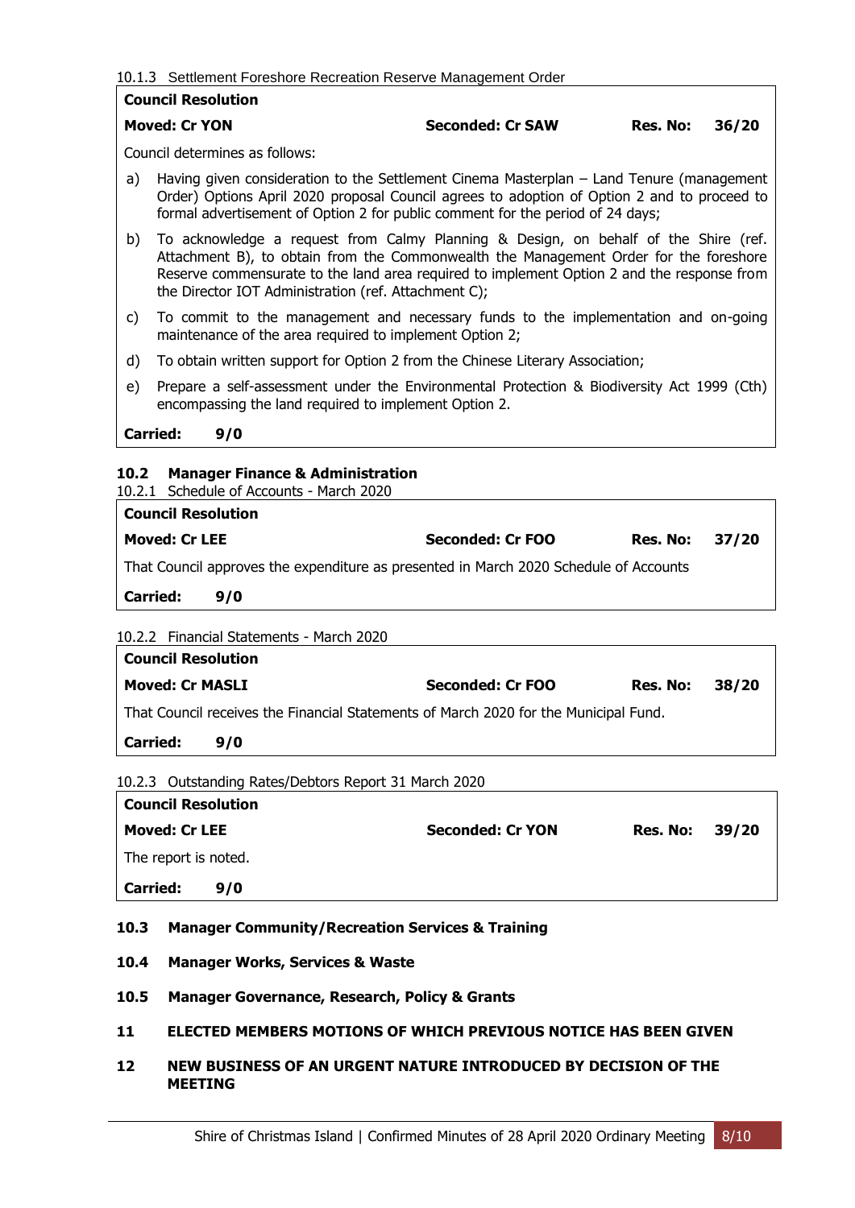10.1.3 Settlement Foreshore Recreation Reserve Management Order

**Council Resolution**

**Moved: Cr YON** | **Seconded: Cr SAW** | **Res. No: 36/20**

Council determines as follows:

a) Having given consideration to the Settlement Cinema Masterplan – Land Tenure (management Order) Options April 2020 proposal Council agrees to adoption of Option 2 and to proceed to formal advertisement of Option 2 for public comment for the period of 24 days;

b) To acknowledge a request from Calmy Planning & Design, on behalf of the Shire (ref. Attachment B), to obtain from the Commonwealth the Management Order for the foreshore Reserve commensurate to the land area required to implement Option 2 and the response from the Director IOT Administration (ref. Attachment C);

c) To commit to the management and necessary funds to the implementation and on-going maintenance of the area required to implement Option 2;

d) To obtain written support for Option 2 from the Chinese Literary Association;

e) Prepare a self-assessment under the Environmental Protection & Biodiversity Act 1999 (Cth) encompassing the land required to implement Option 2.

**Carried: 9/0**

## 10.2 Manager Finance & Administration

10.2.1 Schedule of Accounts - March 2020

**Council Resolution**

**Moved: Cr LEE** | **Seconded: Cr FOO** | **Res. No: 37/20**

That Council approves the expenditure as presented in March 2020 Schedule of Accounts

**Carried: 9/0**

10.2.2 Financial Statements - March 2020

**Council Resolution**

**Moved: Cr MASLI** | **Seconded: Cr FOO** | **Res. No: 38/20**

That Council receives the Financial Statements of March 2020 for the Municipal Fund.

**Carried: 9/0**

10.2.3 Outstanding Rates/Debtors Report 31 March 2020

**Council Resolution**

**Moved: Cr LEE** | **Seconded: Cr YON** | **Res. No: 39/20**

The report is noted.

**Carried: 9/0**

## 10.3 Manager Community/Recreation Services & Training

## 10.4 Manager Works, Services & Waste

## 10.5 Manager Governance, Research, Policy & Grants

## 11 ELECTED MEMBERS MOTIONS OF WHICH PREVIOUS NOTICE HAS BEEN GIVEN

## 12 NEW BUSINESS OF AN URGENT NATURE INTRODUCED BY DECISION OF THE MEETING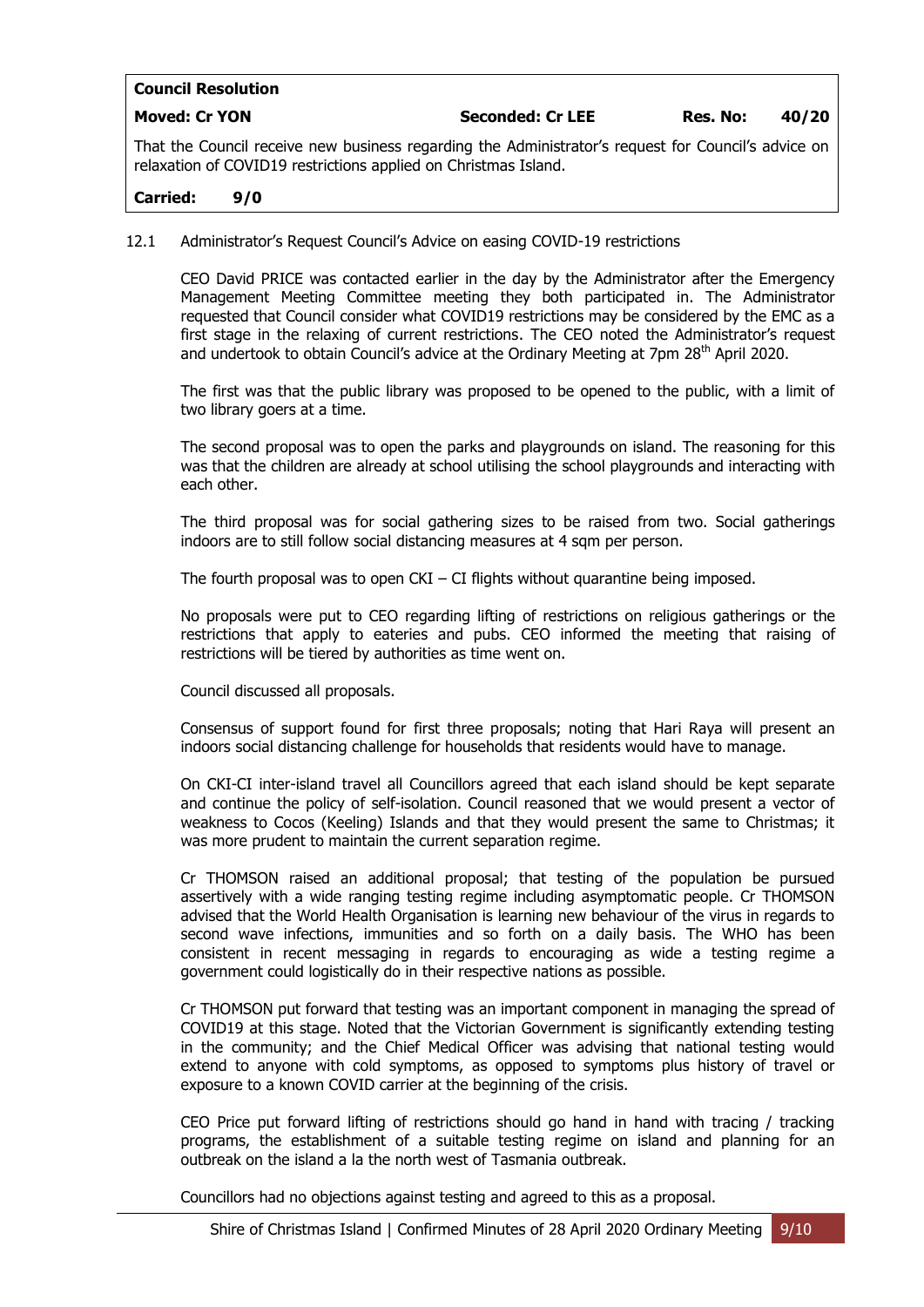**Council Resolution**

**Moved: Cr YON** **Seconded: Cr LEE** **Res. No: 40/20**

That the Council receive new business regarding the Administrator's request for Council's advice on relaxation of COVID19 restrictions applied on Christmas Island.

**Carried: 9/0**

12.1 Administrator's Request Council's Advice on easing COVID-19 restrictions

CEO David PRICE was contacted earlier in the day by the Administrator after the Emergency Management Meeting Committee meeting they both participated in. The Administrator requested that Council consider what COVID19 restrictions may be considered by the EMC as a first stage in the relaxing of current restrictions. The CEO noted the Administrator's request and undertook to obtain Council's advice at the Ordinary Meeting at 7pm 28th April 2020.

The first was that the public library was proposed to be opened to the public, with a limit of two library goers at a time.

The second proposal was to open the parks and playgrounds on island. The reasoning for this was that the children are already at school utilising the school playgrounds and interacting with each other.

The third proposal was for social gathering sizes to be raised from two. Social gatherings indoors are to still follow social distancing measures at 4 sqm per person.

The fourth proposal was to open CKI – CI flights without quarantine being imposed.

No proposals were put to CEO regarding lifting of restrictions on religious gatherings or the restrictions that apply to eateries and pubs. CEO informed the meeting that raising of restrictions will be tiered by authorities as time went on.

Council discussed all proposals.

Consensus of support found for first three proposals; noting that Hari Raya will present an indoors social distancing challenge for households that residents would have to manage.

On CKI-CI inter-island travel all Councillors agreed that each island should be kept separate and continue the policy of self-isolation. Council reasoned that we would present a vector of weakness to Cocos (Keeling) Islands and that they would present the same to Christmas; it was more prudent to maintain the current separation regime.

Cr THOMSON raised an additional proposal; that testing of the population be pursued assertively with a wide ranging testing regime including asymptomatic people. Cr THOMSON advised that the World Health Organisation is learning new behaviour of the virus in regards to second wave infections, immunities and so forth on a daily basis. The WHO has been consistent in recent messaging in regards to encouraging as wide a testing regime a government could logistically do in their respective nations as possible.

Cr THOMSON put forward that testing was an important component in managing the spread of COVID19 at this stage. Noted that the Victorian Government is significantly extending testing in the community; and the Chief Medical Officer was advising that national testing would extend to anyone with cold symptoms, as opposed to symptoms plus history of travel or exposure to a known COVID carrier at the beginning of the crisis.

CEO Price put forward lifting of restrictions should go hand in hand with tracing / tracking programs, the establishment of a suitable testing regime on island and planning for an outbreak on the island a la the north west of Tasmania outbreak.

Councillors had no objections against testing and agreed to this as a proposal.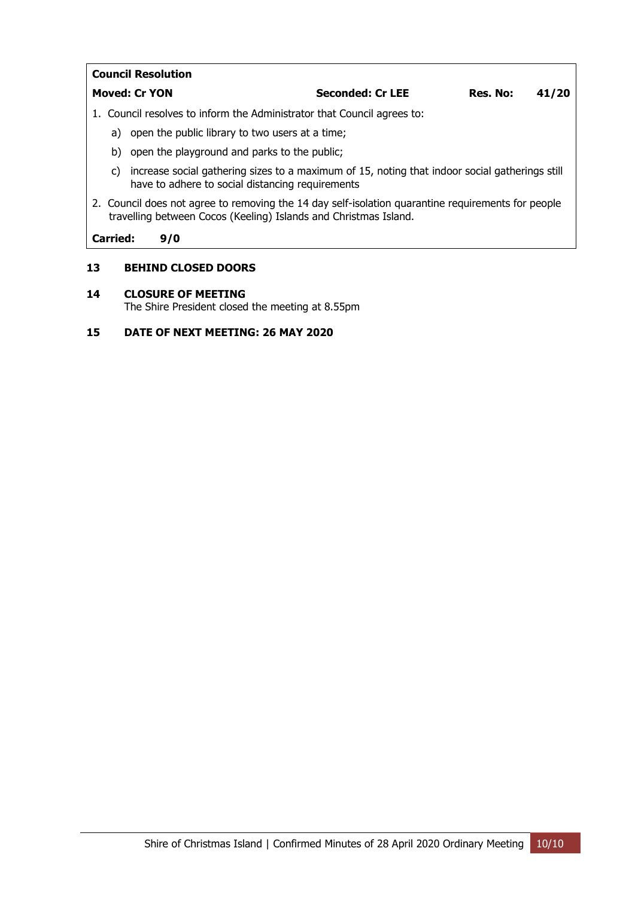**Council Resolution**

| | | | |
|---|---|---|---|
| **Moved: Cr YON** | **Seconded: Cr LEE** | **Res. No:** | **41/20** |

1. Council resolves to inform the Administrator that Council agrees to:
   a) open the public library to two users at a time;
   b) open the playground and parks to the public;
   c) increase social gathering sizes to a maximum of 15, noting that indoor social gatherings still have to adhere to social distancing requirements
2. Council does not agree to removing the 14 day self-isolation quarantine requirements for people travelling between Cocos (Keeling) Islands and Christmas Island.

**Carried: 9/0**

## 13 BEHIND CLOSED DOORS

## 14 CLOSURE OF MEETING

The Shire President closed the meeting at 8.55pm

## 15 DATE OF NEXT MEETING: 26 MAY 2020